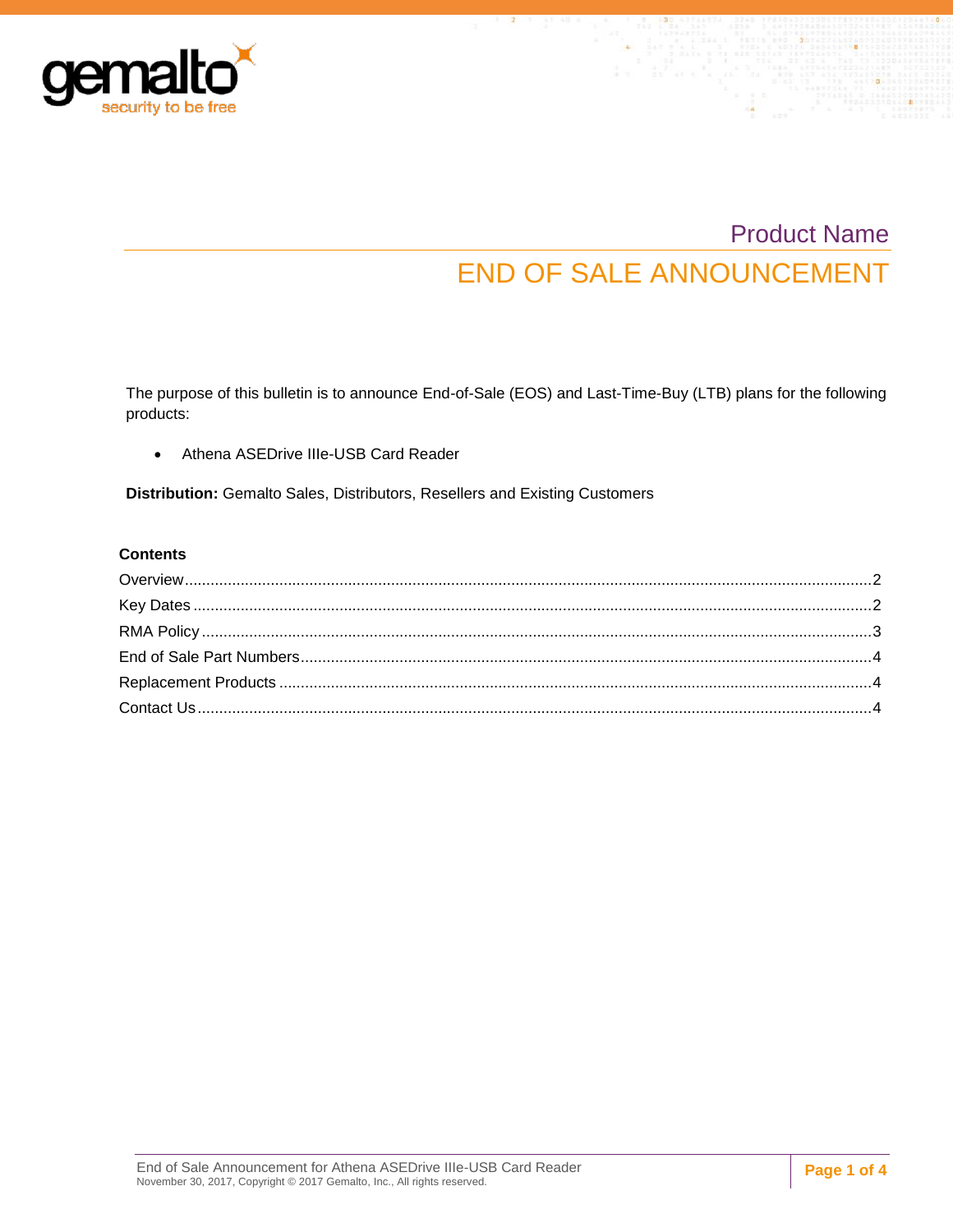Product Name

# END OF SALE ANNOUNCEMENT

The purpose of this bulletin is to announce End-of-Sale (EOS) and Last-Time-Buy (LTB) plans for the following products:

- Athena ASEDrive IIIe-USB Card Reader

**Distribution:** Gemalto Sales, Distributors, Resellers and Existing Customers

**Contents**

Overview....2
Key Dates....2
RMA Policy....3
End of Sale Part Numbers....4
Replacement Products....4
Contact Us....4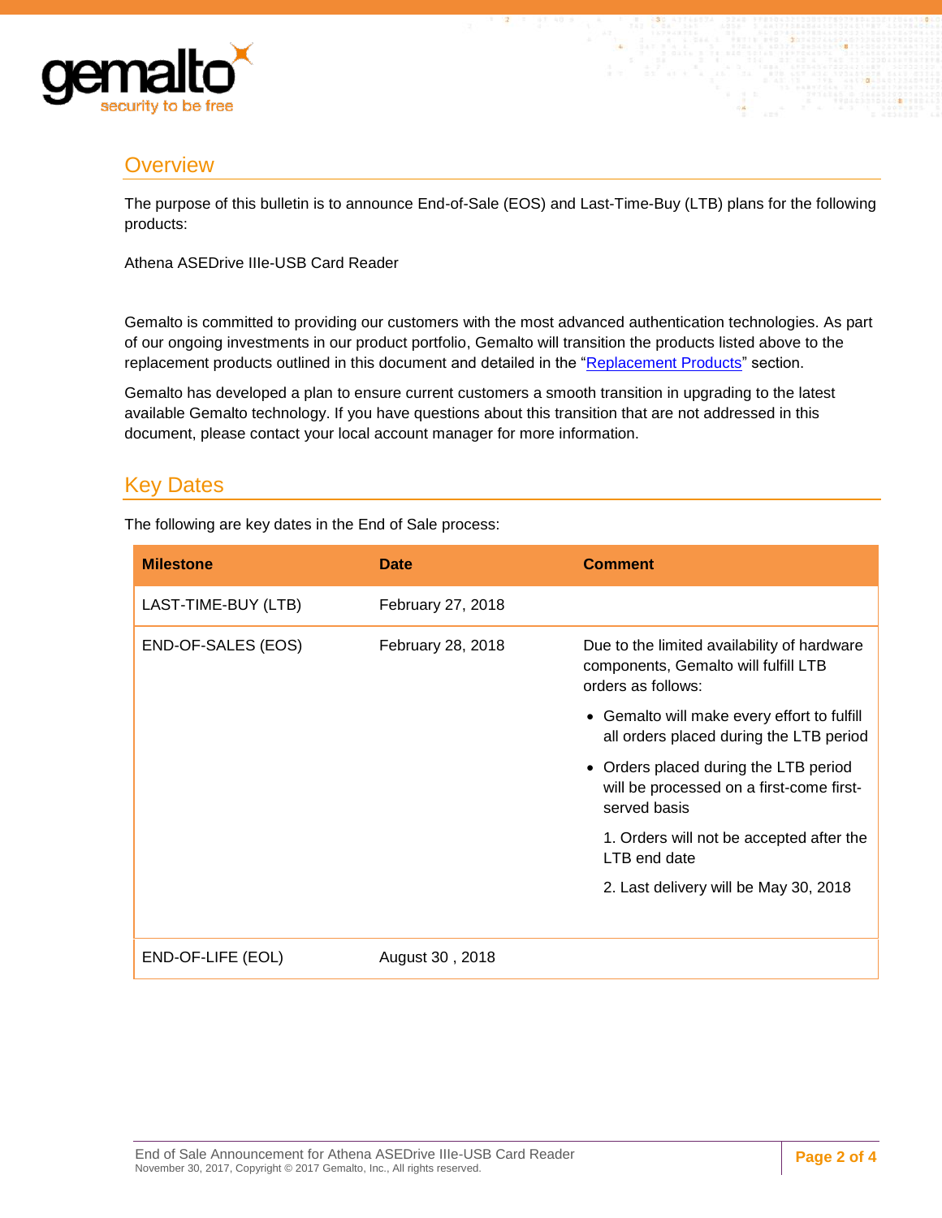## Overview

The purpose of this bulletin is to announce End-of-Sale (EOS) and Last-Time-Buy (LTB) plans for the following products:

Athena ASEDrive IIIe-USB Card Reader

Gemalto is committed to providing our customers with the most advanced authentication technologies. As part of our ongoing investments in our product portfolio, Gemalto will transition the products listed above to the replacement products outlined in this document and detailed in the "Replacement Products" section.

Gemalto has developed a plan to ensure current customers a smooth transition in upgrading to the latest available Gemalto technology. If you have questions about this transition that are not addressed in this document, please contact your local account manager for more information.

## Key Dates

The following are key dates in the End of Sale process:

| Milestone | Date | Comment |
|---|---|---|
| LAST-TIME-BUY (LTB) | February 27, 2018 | |
| END-OF-SALES (EOS) | February 28, 2018 | Due to the limited availability of hardware components, Gemalto will fulfill LTB orders as follows:<br>• Gemalto will make every effort to fulfill all orders placed during the LTB period<br>• Orders placed during the LTB period will be processed on a first-come first-served basis<br>1. Orders will not be accepted after the LTB end date<br>2. Last delivery will be May 30, 2018 |
| END-OF-LIFE (EOL) | August 30 , 2018 | |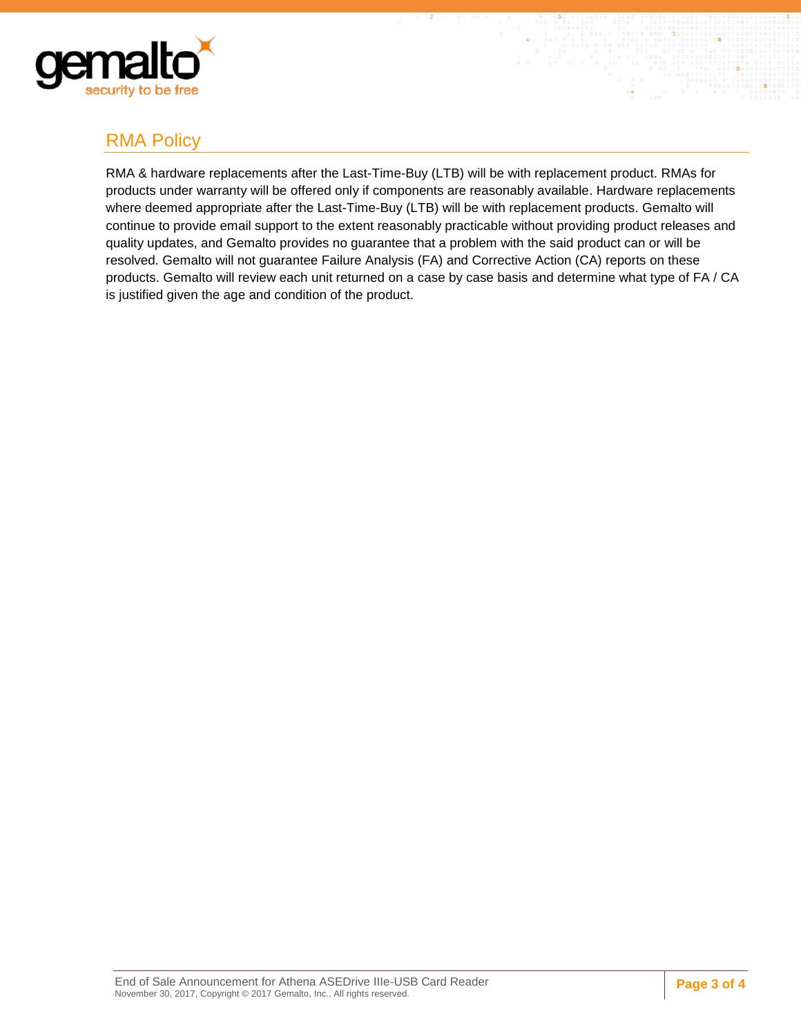## RMA Policy

RMA & hardware replacements after the Last-Time-Buy (LTB) will be with replacement product. RMAs for products under warranty will be offered only if components are reasonably available. Hardware replacements where deemed appropriate after the Last-Time-Buy (LTB) will be with replacement products. Gemalto will continue to provide email support to the extent reasonably practicable without providing product releases and quality updates, and Gemalto provides no guarantee that a problem with the said product can or will be resolved. Gemalto will not guarantee Failure Analysis (FA) and Corrective Action (CA) reports on these products. Gemalto will review each unit returned on a case by case basis and determine what type of FA / CA is justified given the age and condition of the product.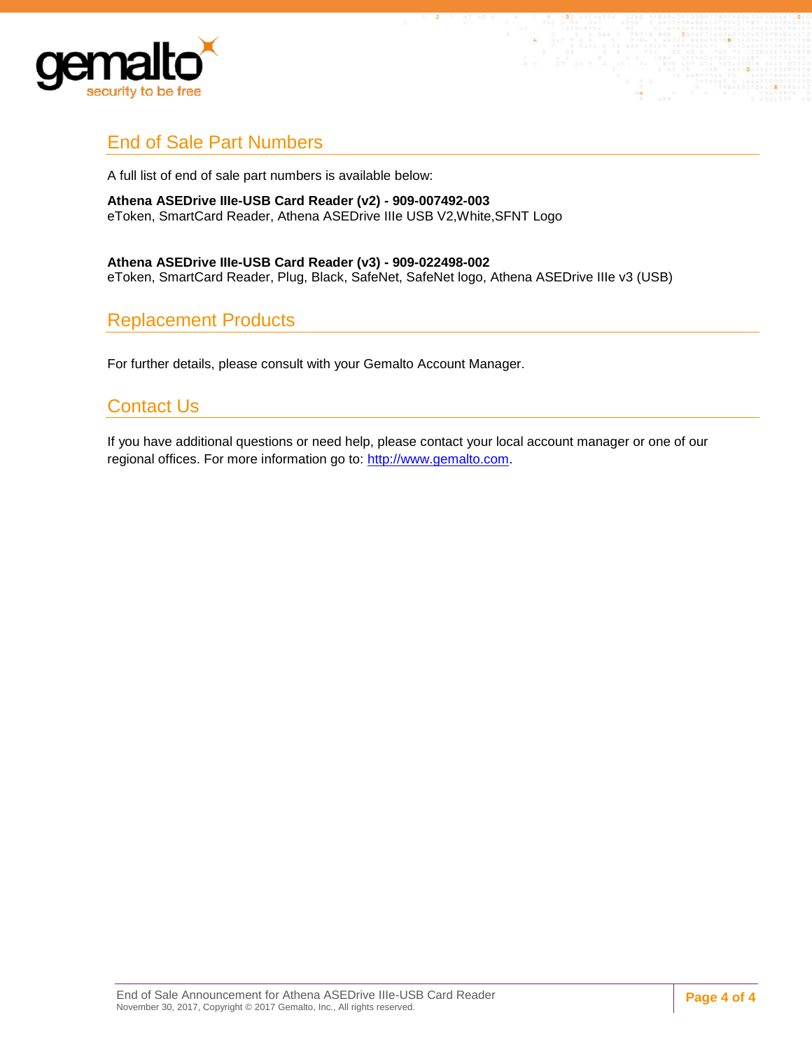## End of Sale Part Numbers

A full list of end of sale part numbers is available below:

**Athena ASEDrive IIIe-USB Card Reader (v2) - 909-007492-003**
eToken, SmartCard Reader, Athena ASEDrive IIIe USB V2,White,SFNT Logo

**Athena ASEDrive IIIe-USB Card Reader (v3) - 909-022498-002**
eToken, SmartCard Reader, Plug, Black, SafeNet, SafeNet logo, Athena ASEDrive IIIe v3 (USB)

## Replacement Products

For further details, please consult with your Gemalto Account Manager.

## Contact Us

If you have additional questions or need help, please contact your local account manager or one of our regional offices. For more information go to: http://www.gemalto.com.